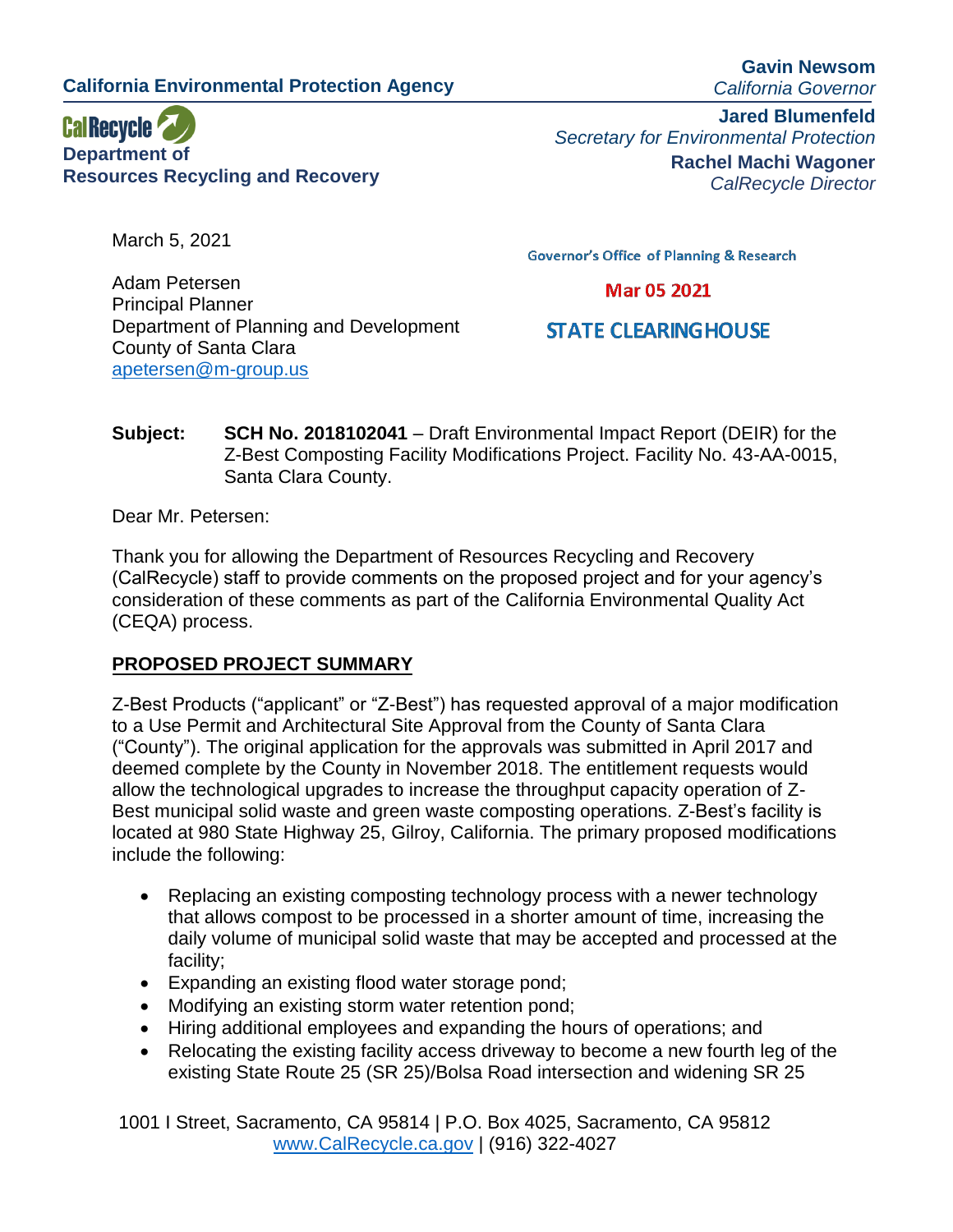California Environmental Protection Agency

CalRecycle

Department of Resources Recycling and Recovery

**Gavin Newsom**
*California Governor*

**Jared Blumenfeld**
*Secretary for Environmental Protection*

**Rachel Machi Wagoner**
*CalRecycle Director*

March 5, 2021

Governor's Office of Planning & Research

Mar 05 2021

STATE CLEARINGHOUSE

Adam Petersen
Principal Planner
Department of Planning and Development
County of Santa Clara
apetersen@m-group.us

**Subject:** **SCH No. 2018102041** – Draft Environmental Impact Report (DEIR) for the Z-Best Composting Facility Modifications Project. Facility No. 43-AA-0015, Santa Clara County.

Dear Mr. Petersen:

Thank you for allowing the Department of Resources Recycling and Recovery (CalRecycle) staff to provide comments on the proposed project and for your agency's consideration of these comments as part of the California Environmental Quality Act (CEQA) process.

## PROPOSED PROJECT SUMMARY

Z-Best Products ("applicant" or "Z-Best") has requested approval of a major modification to a Use Permit and Architectural Site Approval from the County of Santa Clara ("County"). The original application for the approvals was submitted in April 2017 and deemed complete by the County in November 2018. The entitlement requests would allow the technological upgrades to increase the throughput capacity operation of Z-Best municipal solid waste and green waste composting operations. Z-Best's facility is located at 980 State Highway 25, Gilroy, California. The primary proposed modifications include the following:

- Replacing an existing composting technology process with a newer technology that allows compost to be processed in a shorter amount of time, increasing the daily volume of municipal solid waste that may be accepted and processed at the facility;
- Expanding an existing flood water storage pond;
- Modifying an existing storm water retention pond;
- Hiring additional employees and expanding the hours of operations; and
- Relocating the existing facility access driveway to become a new fourth leg of the existing State Route 25 (SR 25)/Bolsa Road intersection and widening SR 25

1001 I Street, Sacramento, CA 95814 | P.O. Box 4025, Sacramento, CA 95812
www.CalRecycle.ca.gov | (916) 322-4027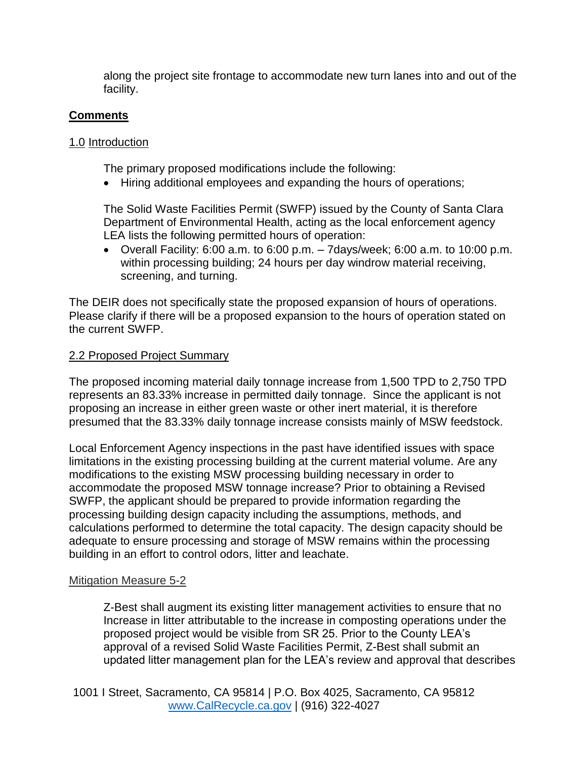along the project site frontage to accommodate new turn lanes into and out of the facility.

## Comments

### 1.0 Introduction

The primary proposed modifications include the following:

- Hiring additional employees and expanding the hours of operations;

The Solid Waste Facilities Permit (SWFP) issued by the County of Santa Clara Department of Environmental Health, acting as the local enforcement agency LEA lists the following permitted hours of operation:

- Overall Facility: 6:00 a.m. to 6:00 p.m. – 7days/week; 6:00 a.m. to 10:00 p.m. within processing building; 24 hours per day windrow material receiving, screening, and turning.

The DEIR does not specifically state the proposed expansion of hours of operations. Please clarify if there will be a proposed expansion to the hours of operation stated on the current SWFP.

### 2.2 Proposed Project Summary

The proposed incoming material daily tonnage increase from 1,500 TPD to 2,750 TPD represents an 83.33% increase in permitted daily tonnage. Since the applicant is not proposing an increase in either green waste or other inert material, it is therefore presumed that the 83.33% daily tonnage increase consists mainly of MSW feedstock.

Local Enforcement Agency inspections in the past have identified issues with space limitations in the existing processing building at the current material volume. Are any modifications to the existing MSW processing building necessary in order to accommodate the proposed MSW tonnage increase? Prior to obtaining a Revised SWFP, the applicant should be prepared to provide information regarding the processing building design capacity including the assumptions, methods, and calculations performed to determine the total capacity. The design capacity should be adequate to ensure processing and storage of MSW remains within the processing building in an effort to control odors, litter and leachate.

### Mitigation Measure 5-2

Z-Best shall augment its existing litter management activities to ensure that no Increase in litter attributable to the increase in composting operations under the proposed project would be visible from SR 25. Prior to the County LEA's approval of a revised Solid Waste Facilities Permit, Z-Best shall submit an updated litter management plan for the LEA's review and approval that describes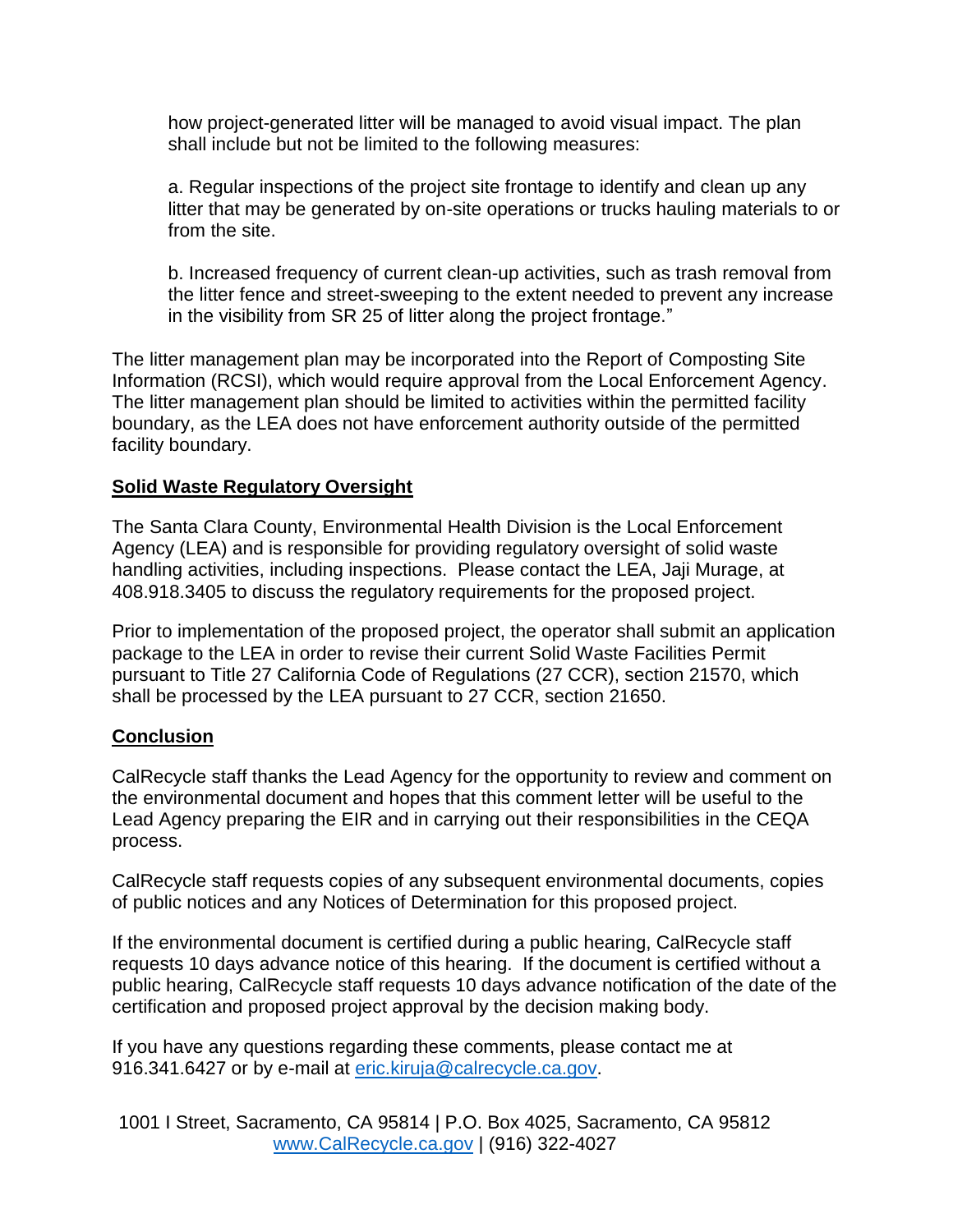how project-generated litter will be managed to avoid visual impact. The plan shall include but not be limited to the following measures:

a. Regular inspections of the project site frontage to identify and clean up any litter that may be generated by on-site operations or trucks hauling materials to or from the site.

b. Increased frequency of current clean-up activities, such as trash removal from the litter fence and street-sweeping to the extent needed to prevent any increase in the visibility from SR 25 of litter along the project frontage."

The litter management plan may be incorporated into the Report of Composting Site Information (RCSI), which would require approval from the Local Enforcement Agency. The litter management plan should be limited to activities within the permitted facility boundary, as the LEA does not have enforcement authority outside of the permitted facility boundary.

**Solid Waste Regulatory Oversight**

The Santa Clara County, Environmental Health Division is the Local Enforcement Agency (LEA) and is responsible for providing regulatory oversight of solid waste handling activities, including inspections. Please contact the LEA, Jaji Murage, at 408.918.3405 to discuss the regulatory requirements for the proposed project.

Prior to implementation of the proposed project, the operator shall submit an application package to the LEA in order to revise their current Solid Waste Facilities Permit pursuant to Title 27 California Code of Regulations (27 CCR), section 21570, which shall be processed by the LEA pursuant to 27 CCR, section 21650.

**Conclusion**

CalRecycle staff thanks the Lead Agency for the opportunity to review and comment on the environmental document and hopes that this comment letter will be useful to the Lead Agency preparing the EIR and in carrying out their responsibilities in the CEQA process.

CalRecycle staff requests copies of any subsequent environmental documents, copies of public notices and any Notices of Determination for this proposed project.

If the environmental document is certified during a public hearing, CalRecycle staff requests 10 days advance notice of this hearing. If the document is certified without a public hearing, CalRecycle staff requests 10 days advance notification of the date of the certification and proposed project approval by the decision making body.

If you have any questions regarding these comments, please contact me at 916.341.6427 or by e-mail at eric.kiruja@calrecycle.ca.gov.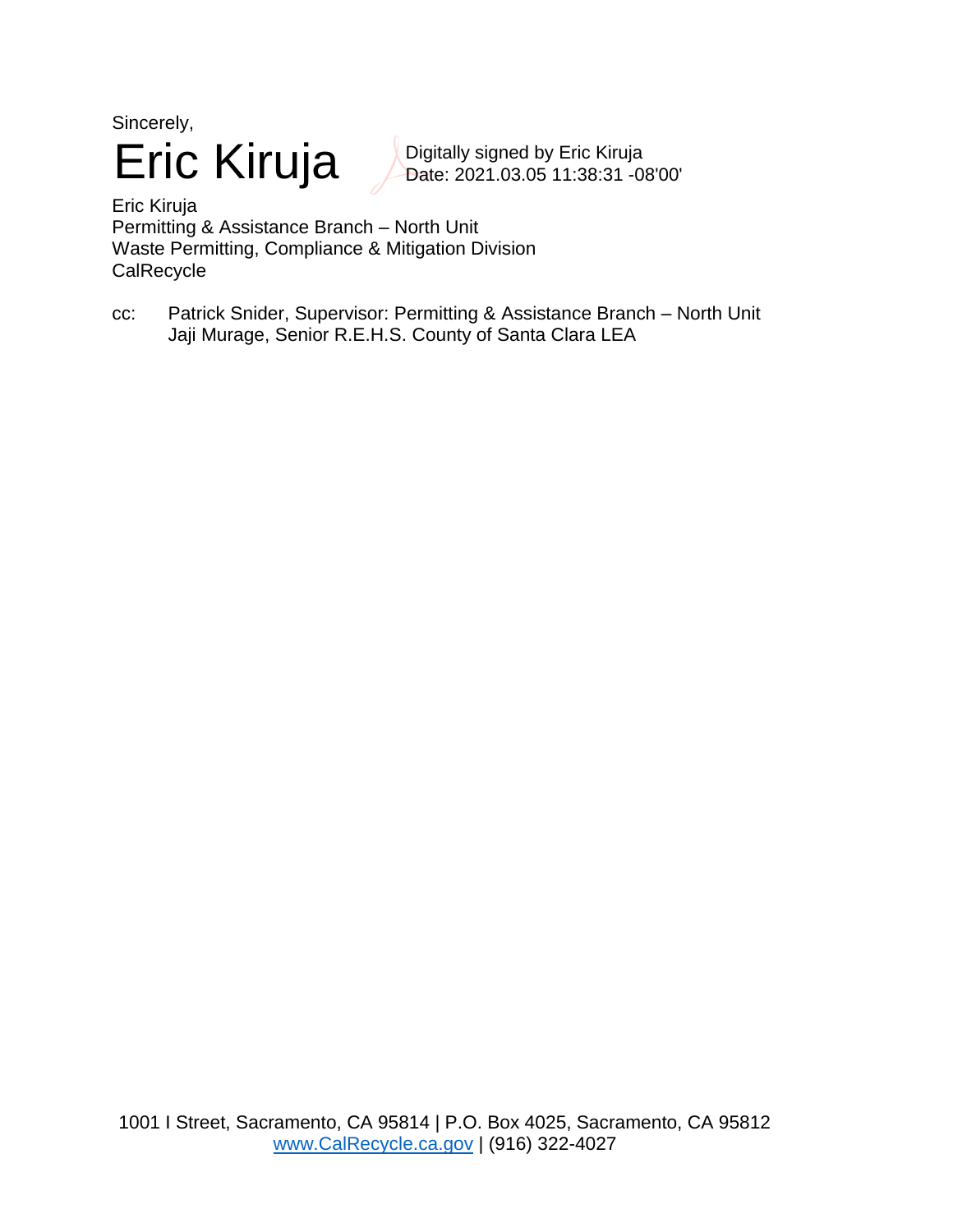Sincerely,

Eric Kiruja

Digitally signed by Eric Kiruja
Date: 2021.03.05 11:38:31 -08'00'

Eric Kiruja
Permitting & Assistance Branch – North Unit
Waste Permitting, Compliance & Mitigation Division
CalRecycle

cc: Patrick Snider, Supervisor: Permitting & Assistance Branch – North Unit
Jaji Murage, Senior R.E.H.S. County of Santa Clara LEA

1001 I Street, Sacramento, CA 95814 | P.O. Box 4025, Sacramento, CA 95812
www.CalRecycle.ca.gov | (916) 322-4027